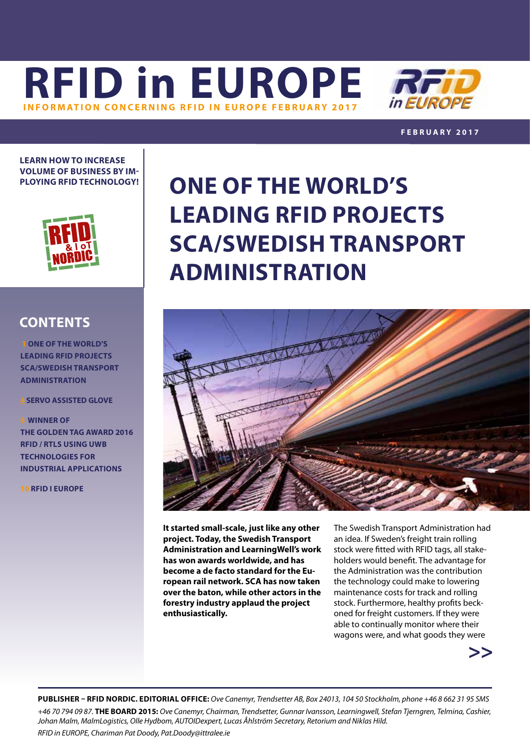# RFID in EUROPE

**INFORMATION CONCERNING RFID IN EUROPE FEBRUARY 2017**

**FEBRUARY 2017**

**LEARN HOW TO INCREASE VOLUME OF BUSINESS BY IMPLOYING RFID TECHNOLOGY!**

## CONTENTS

1 ONE OF THE WORLD'S LEADING RFID PROJECTS SCA/SWEDISH TRANSPORT ADMINISTRATION

4 SERVO ASSISTED GLOVE

8 WINNER OF THE GOLDEN TAG AWARD 2016 RFID / RTLS USING UWB TECHNOLOGIES FOR INDUSTRIAL APPLICATIONS

10 RFID I EUROPE

# ONE OF THE WORLD'S LEADING RFID PROJECTS SCA/SWEDISH TRANSPORT ADMINISTRATION

**It started small-scale, just like any other project. Today, the Swedish Transport Administration and LearningWell's work has won awards worldwide, and has become a de facto standard for the European rail network. SCA has now taken over the baton, while other actors in the forestry industry applaud the project enthusiastically.**

The Swedish Transport Administration had an idea. If Sweden's freight train rolling stock were fitted with RFID tags, all stakeholders would benefit. The advantage for the Administration was the contribution the technology could make to lowering maintenance costs for track and rolling stock. Furthermore, healthy profits beckoned for freight customers. If they were able to continually monitor where their wagons were, and what goods they were

>>

**PUBLISHER – RFID NORDIC. EDITORIAL OFFICE:** *Ove Canemyr, Trendsetter AB, Box 24013, 104 50 Stockholm, phone +46 8 662 31 95 SMS +46 70 794 09 87.* **THE BOARD 2015:** *Ove Canemyr, Chairman, Trendsetter, Gunnar Ivansson, Learningwell, Stefan Tjerngren, Telmina, Cashier, Johan Malm, MalmLogistics, Olle Hydbom, AUTOIDexpert, Lucas Åhlström Secretary, Retorium and Niklas Hild.*

*RFID in EUROPE, Chariman Pat Doody, Pat.Doody@ittralee.ie*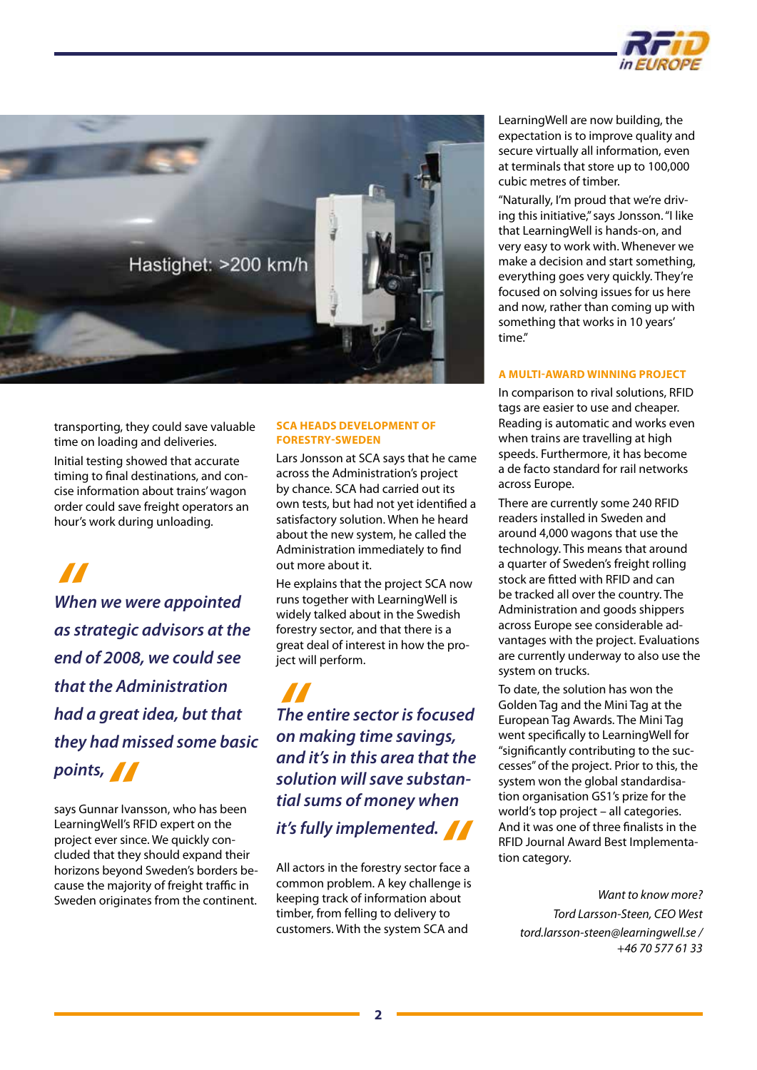transporting, they could save valuable time on loading and deliveries.

Initial testing showed that accurate timing to final destinations, and concise information about trains' wagon order could save freight operators an hour's work during unloading.

> *When we were appointed as strategic advisors at the end of 2008, we could see that the Administration had a great idea, but that they had missed some basic points,*

says Gunnar Ivansson, who has been LearningWell's RFID expert on the project ever since. We quickly concluded that they should expand their horizons beyond Sweden's borders because the majority of freight traffic in Sweden originates from the continent.

### SCA HEADS DEVELOPMENT OF FORESTRY-SWEDEN

Lars Jonsson at SCA says that he came across the Administration's project by chance. SCA had carried out its own tests, but had not yet identified a satisfactory solution. When he heard about the new system, he called the Administration immediately to find out more about it.

He explains that the project SCA now runs together with LearningWell is widely talked about in the Swedish forestry sector, and that there is a great deal of interest in how the project will perform.

> *The entire sector is focused on making time savings, and it's in this area that the solution will save substantial sums of money when it's fully implemented.*

All actors in the forestry sector face a common problem. A key challenge is keeping track of information about timber, from felling to delivery to customers. With the system SCA and LearningWell are now building, the expectation is to improve quality and secure virtually all information, even at terminals that store up to 100,000 cubic metres of timber.

"Naturally, I'm proud that we're driving this initiative," says Jonsson. "I like that LearningWell is hands-on, and very easy to work with. Whenever we make a decision and start something, everything goes very quickly. They're focused on solving issues for us here and now, rather than coming up with something that works in 10 years' time."

### A MULTI-AWARD WINNING PROJECT

In comparison to rival solutions, RFID tags are easier to use and cheaper. Reading is automatic and works even when trains are travelling at high speeds. Furthermore, it has become a de facto standard for rail networks across Europe.

There are currently some 240 RFID readers installed in Sweden and around 4,000 wagons that use the technology. This means that around a quarter of Sweden's freight rolling stock are fitted with RFID and can be tracked all over the country. The Administration and goods shippers across Europe see considerable advantages with the project. Evaluations are currently underway to also use the system on trucks.

To date, the solution has won the Golden Tag and the Mini Tag at the European Tag Awards. The Mini Tag went specifically to LearningWell for "significantly contributing to the successes" of the project. Prior to this, the system won the global standardisation organisation GS1's prize for the world's top project – all categories. And it was one of three finalists in the RFID Journal Award Best Implementation category.

*Want to know more?*
*Tord Larsson-Steen, CEO West*
*tord.larsson-steen@learningwell.se / +46 70 577 61 33*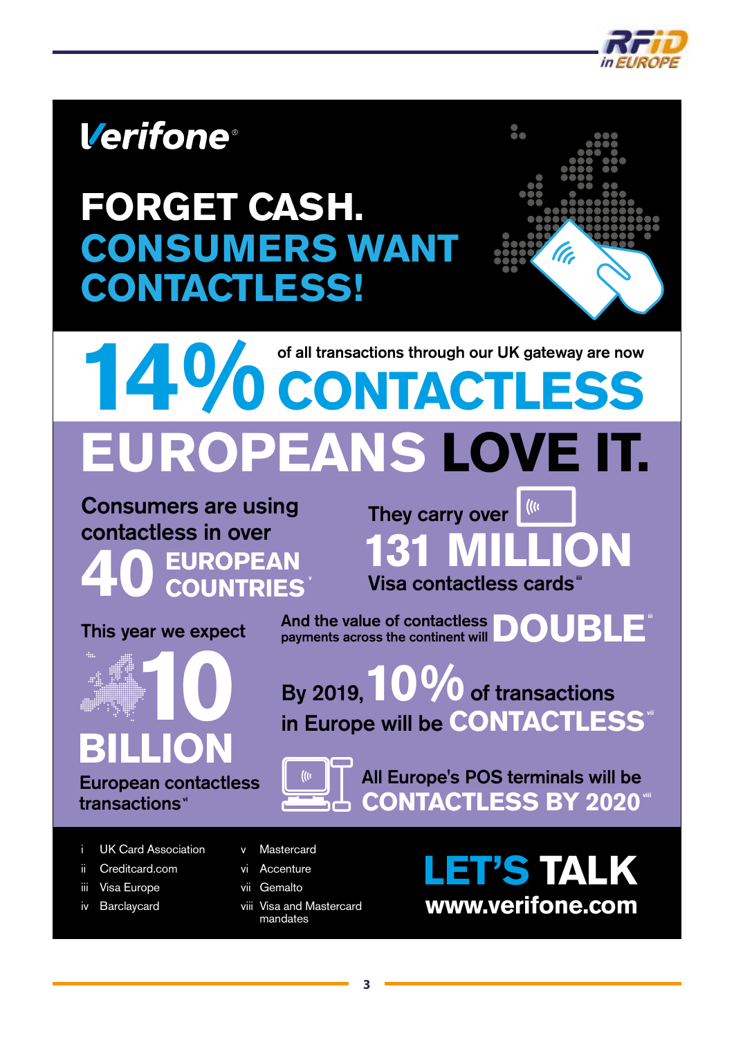# Verifone

## FORGET CASH. CONSUMERS WANT CONTACTLESS!

**14%** of all transactions through our UK gateway are now **CONTACTLESS**

## EUROPEANS LOVE IT.

Consumers are using contactless in over **40 EUROPEAN COUNTRIES**[v]

They carry over **131 MILLION** Visa contactless cards[iii]

This year we expect **10 BILLION** European contactless transactions[vi]

And the value of contactless payments across the continent will **DOUBLE**[iii]

By 2019, **10%** of transactions in Europe will be **CONTACTLESS**[vii]

All Europe's POS terminals will be **CONTACTLESS BY 2020**[viii]

- i UK Card Association
- ii Creditcard.com
- iii Visa Europe
- iv Barclaycard
- v Mastercard
- vi Accenture
- vii Gemalto
- viii Visa and Mastercard mandates

## LET'S TALK

**www.verifone.com**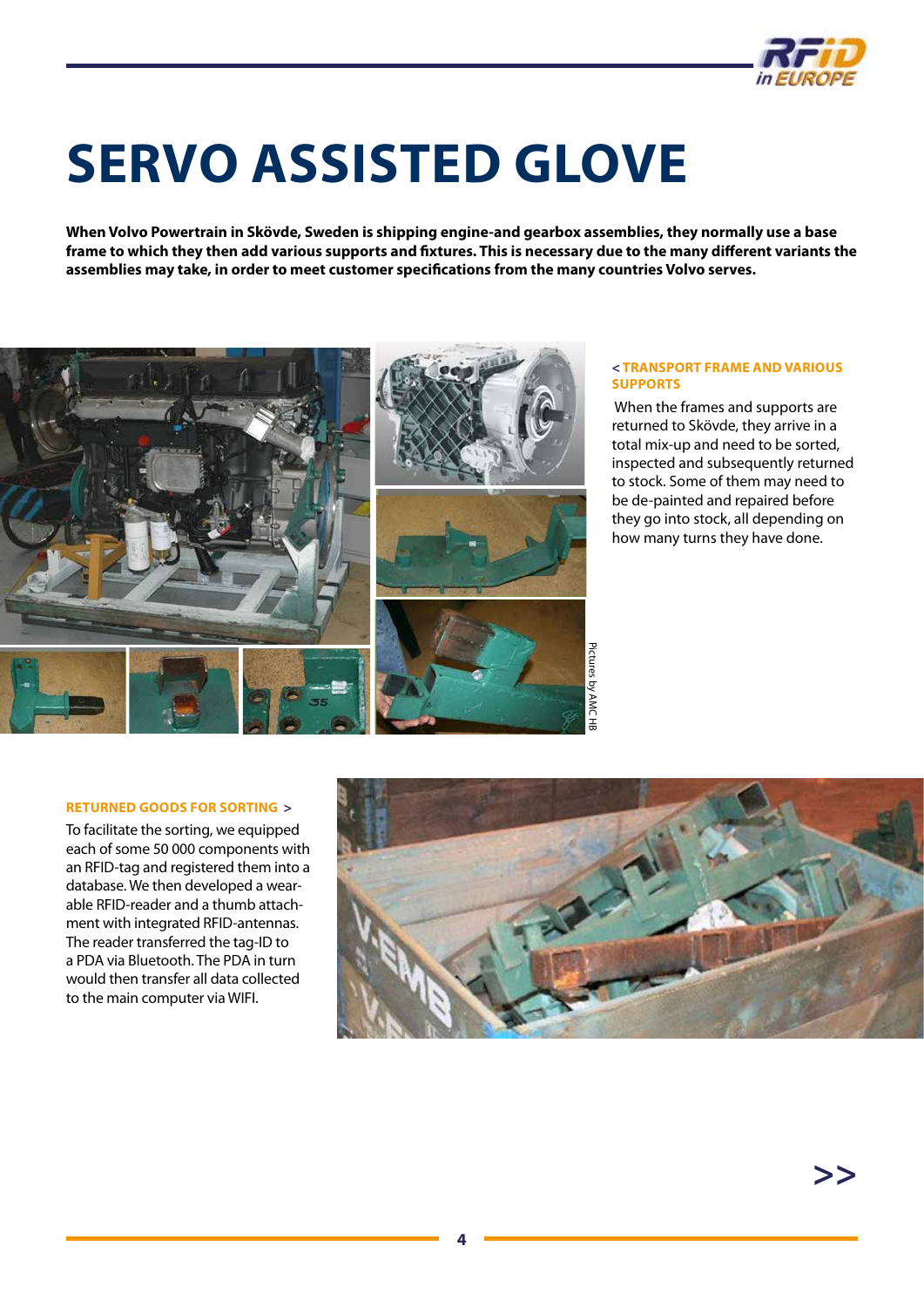# SERVO ASSISTED GLOVE

**When Volvo Powertrain in Skövde, Sweden is shipping engine-and gearbox assemblies, they normally use a base frame to which they then add various supports and fixtures. This is necessary due to the many different variants the assemblies may take, in order to meet customer specifications from the many countries Volvo serves.**

**< TRANSPORT FRAME AND VARIOUS SUPPORTS**

When the frames and supports are returned to Skövde, they arrive in a total mix-up and need to be sorted, inspected and subsequently returned to stock. Some of them may need to be de-painted and repaired before they go into stock, all depending on how many turns they have done.

Pictures by AMC HB

**RETURNED GOODS FOR SORTING >**

To facilitate the sorting, we equipped each of some 50 000 components with an RFID-tag and registered them into a database. We then developed a wearable RFID-reader and a thumb attachment with integrated RFID-antennas. The reader transferred the tag-ID to a PDA via Bluetooth. The PDA in turn would then transfer all data collected to the main computer via WIFI.

>>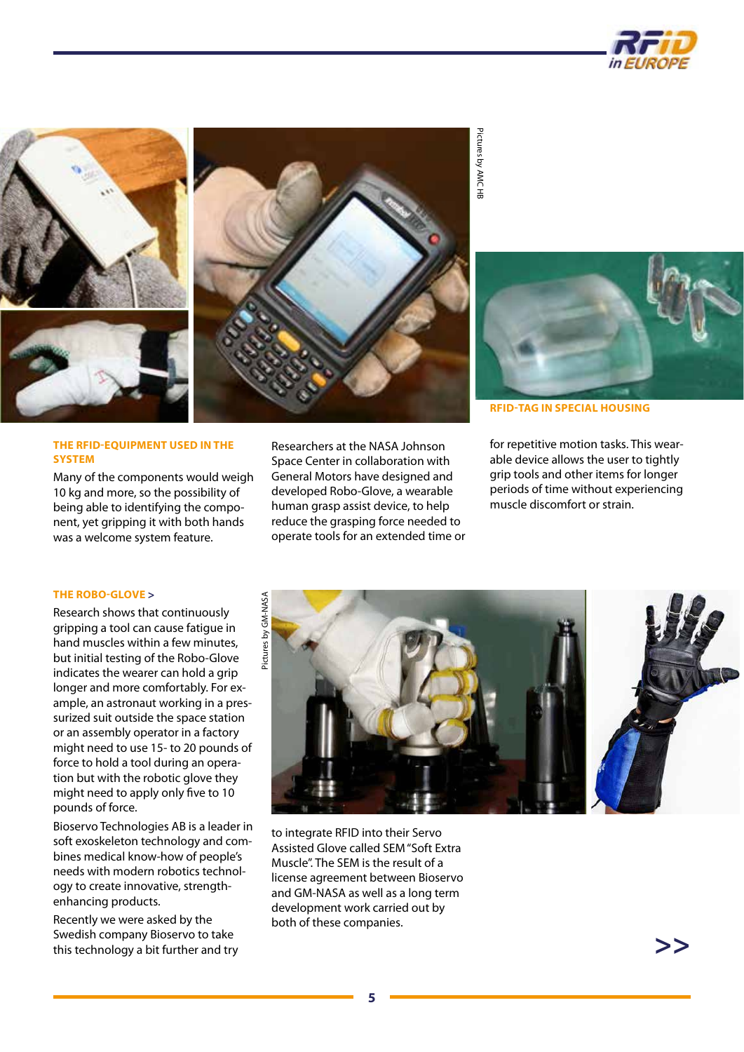RFID-TAG IN SPECIAL HOUSING

Pictures by AMC HB

### THE RFID-EQUIPMENT USED IN THE SYSTEM

Many of the components would weigh 10 kg and more, so the possibility of being able to identifying the component, yet gripping it with both hands was a welcome system feature.

Researchers at the NASA Johnson Space Center in collaboration with General Motors have designed and developed Robo-Glove, a wearable human grasp assist device, to help reduce the grasping force needed to operate tools for an extended time or for repetitive motion tasks. This wearable device allows the user to tightly grip tools and other items for longer periods of time without experiencing muscle discomfort or strain.

### THE ROBO-GLOVE >

Research shows that continuously gripping a tool can cause fatigue in hand muscles within a few minutes, but initial testing of the Robo-Glove indicates the wearer can hold a grip longer and more comfortably. For example, an astronaut working in a pressurized suit outside the space station or an assembly operator in a factory might need to use 15- to 20 pounds of force to hold a tool during an operation but with the robotic glove they might need to apply only five to 10 pounds of force.

Bioservo Technologies AB is a leader in soft exoskeleton technology and combines medical know-how of people's needs with modern robotics technology to create innovative, strength-enhancing products.

Recently we were asked by the Swedish company Bioservo to take this technology a bit further and try to integrate RFID into their Servo Assisted Glove called SEM "Soft Extra Muscle". The SEM is the result of a license agreement between Bioservo and GM-NASA as well as a long term development work carried out by both of these companies.

Pictures by GM-NASA

>>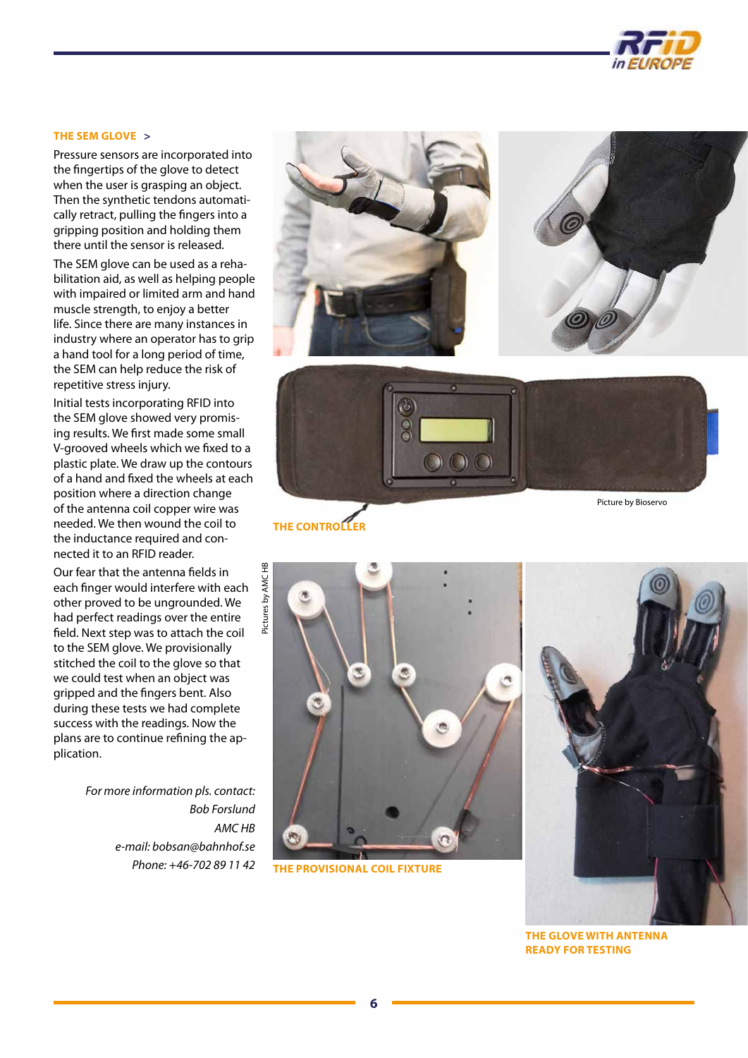## THE SEM GLOVE >

Pressure sensors are incorporated into the fingertips of the glove to detect when the user is grasping an object. Then the synthetic tendons automatically retract, pulling the fingers into a gripping position and holding them there until the sensor is released.

The SEM glove can be used as a rehabilitation aid, as well as helping people with impaired or limited arm and hand muscle strength, to enjoy a better life. Since there are many instances in industry where an operator has to grip a hand tool for a long period of time, the SEM can help reduce the risk of repetitive stress injury.

Initial tests incorporating RFID into the SEM glove showed very promising results. We first made some small V-grooved wheels which we fixed to a plastic plate. We draw up the contours of a hand and fixed the wheels at each position where a direction change of the antenna coil copper wire was needed. We then wound the coil to the inductance required and connected it to an RFID reader.

Our fear that the antenna fields in each finger would interfere with each other proved to be ungrounded. We had perfect readings over the entire field. Next step was to attach the coil to the SEM glove. We provisionally stitched the coil to the glove so that we could test when an object was gripped and the fingers bent. Also during these tests we had complete success with the readings. Now the plans are to continue refining the application.

*For more information pls. contact:*
*Bob Forslund*
*AMC HB*
*e-mail: bobsan@bahnhof.se*
*Phone: +46-702 89 11 42*

Picture by Bioservo

THE CONTROLLER

Pictures by AMC HB

THE PROVISIONAL COIL FIXTURE

THE GLOVE WITH ANTENNA READY FOR TESTING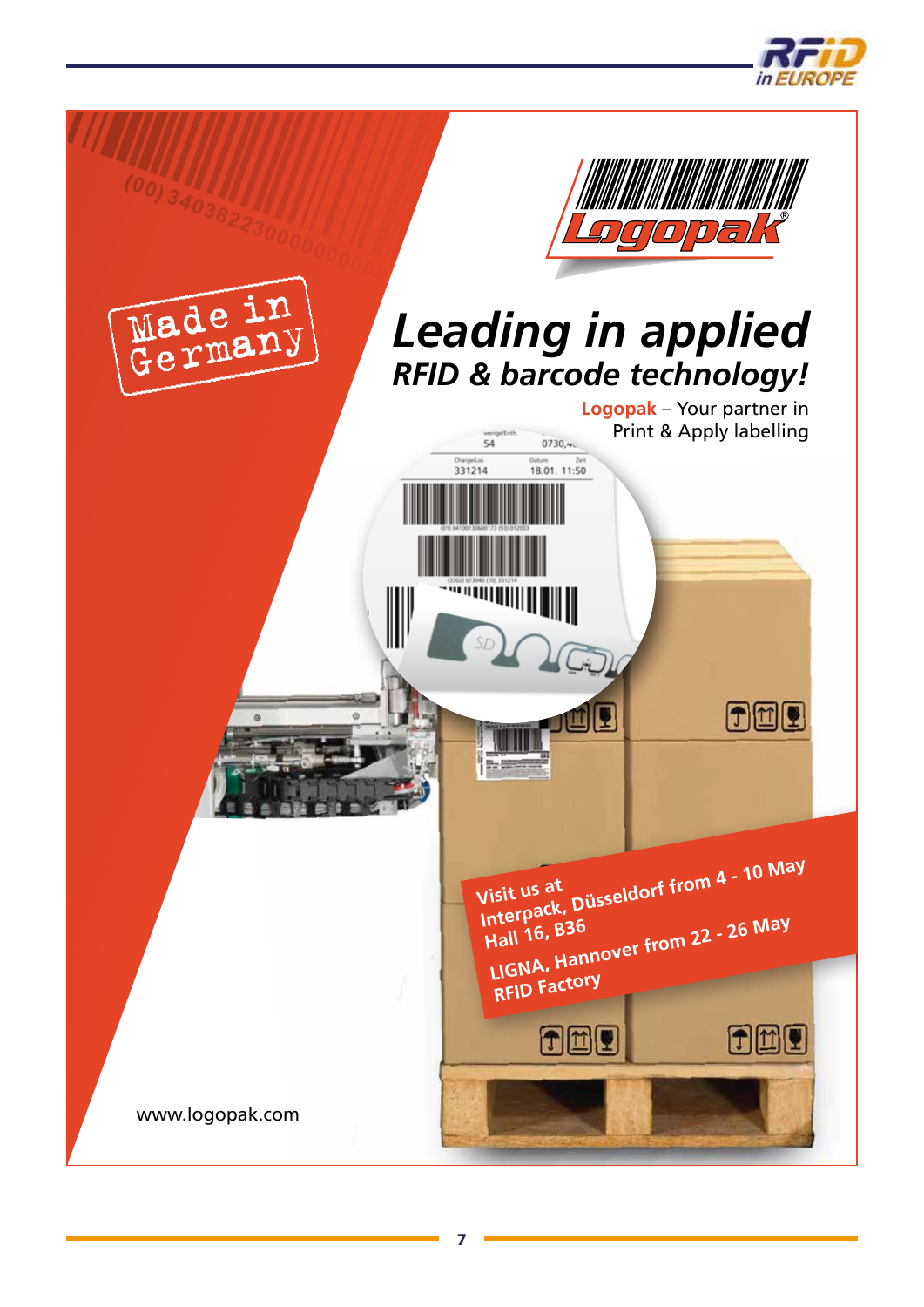Made in Germany

Logopak

# *Leading in applied*
## *RFID & barcode technology!*

**Logopak** – Your partner in Print & Apply labelling

**Visit us at**
**Interpack, Düsseldorf from 4 - 10 May**
**Hall 16, B36**
**LIGNA, Hannover from 22 - 26 May**
**RFID Factory**

www.logopak.com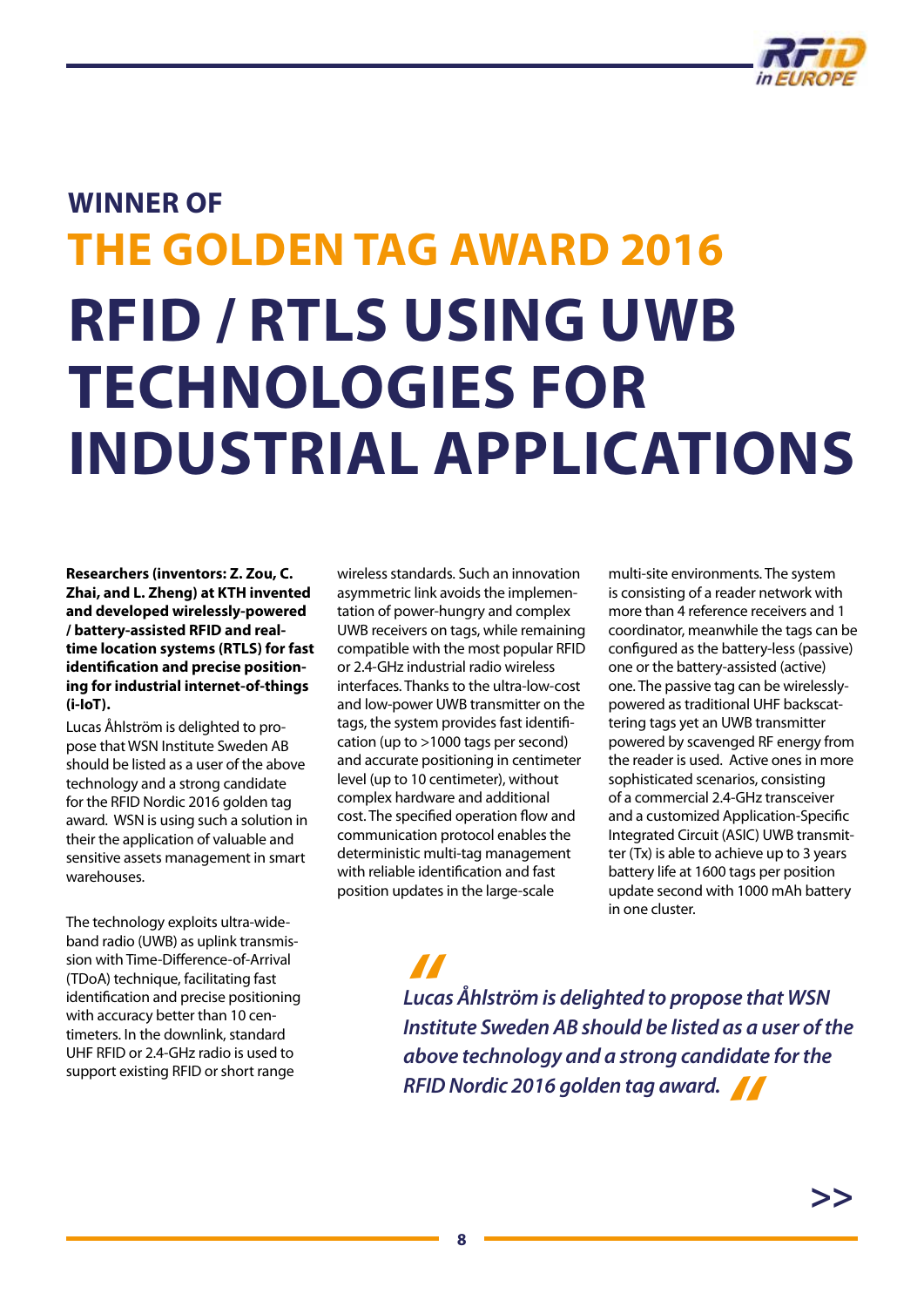## WINNER OF

## THE GOLDEN TAG AWARD 2016

# RFID / RTLS USING UWB TECHNOLOGIES FOR INDUSTRIAL APPLICATIONS

**Researchers (inventors: Z. Zou, C. Zhai, and L. Zheng) at KTH invented and developed wirelessly-powered / battery-assisted RFID and real-time location systems (RTLS) for fast identification and precise positioning for industrial internet-of-things (i-IoT).**

Lucas Åhlström is delighted to propose that WSN Institute Sweden AB should be listed as a user of the above technology and a strong candidate for the RFID Nordic 2016 golden tag award. WSN is using such a solution in their the application of valuable and sensitive assets management in smart warehouses.

The technology exploits ultra-wideband radio (UWB) as uplink transmission with Time-Difference-of-Arrival (TDoA) technique, facilitating fast identification and precise positioning with accuracy better than 10 centimeters. In the downlink, standard UHF RFID or 2.4-GHz radio is used to support existing RFID or short range wireless standards. Such an innovation asymmetric link avoids the implementation of power-hungry and complex UWB receivers on tags, while remaining compatible with the most popular RFID or 2.4-GHz industrial radio wireless interfaces. Thanks to the ultra-low-cost and low-power UWB transmitter on the tags, the system provides fast identification (up to >1000 tags per second) and accurate positioning in centimeter level (up to 10 centimeter), without complex hardware and additional cost. The specified operation flow and communication protocol enables the deterministic multi-tag management with reliable identification and fast position updates in the large-scale multi-site environments. The system is consisting of a reader network with more than 4 reference receivers and 1 coordinator, meanwhile the tags can be configured as the battery-less (passive) one or the battery-assisted (active) one. The passive tag can be wirelessly-powered as traditional UHF backscattering tags yet an UWB transmitter powered by scavenged RF energy from the reader is used. Active ones in more sophisticated scenarios, consisting of a commercial 2.4-GHz transceiver and a customized Application-Specific Integrated Circuit (ASIC) UWB transmitter (Tx) is able to achieve up to 3 years battery life at 1600 tags per position update second with 1000 mAh battery in one cluster.

> *"Lucas Åhlström is delighted to propose that WSN Institute Sweden AB should be listed as a user of the above technology and a strong candidate for the RFID Nordic 2016 golden tag award."*

>>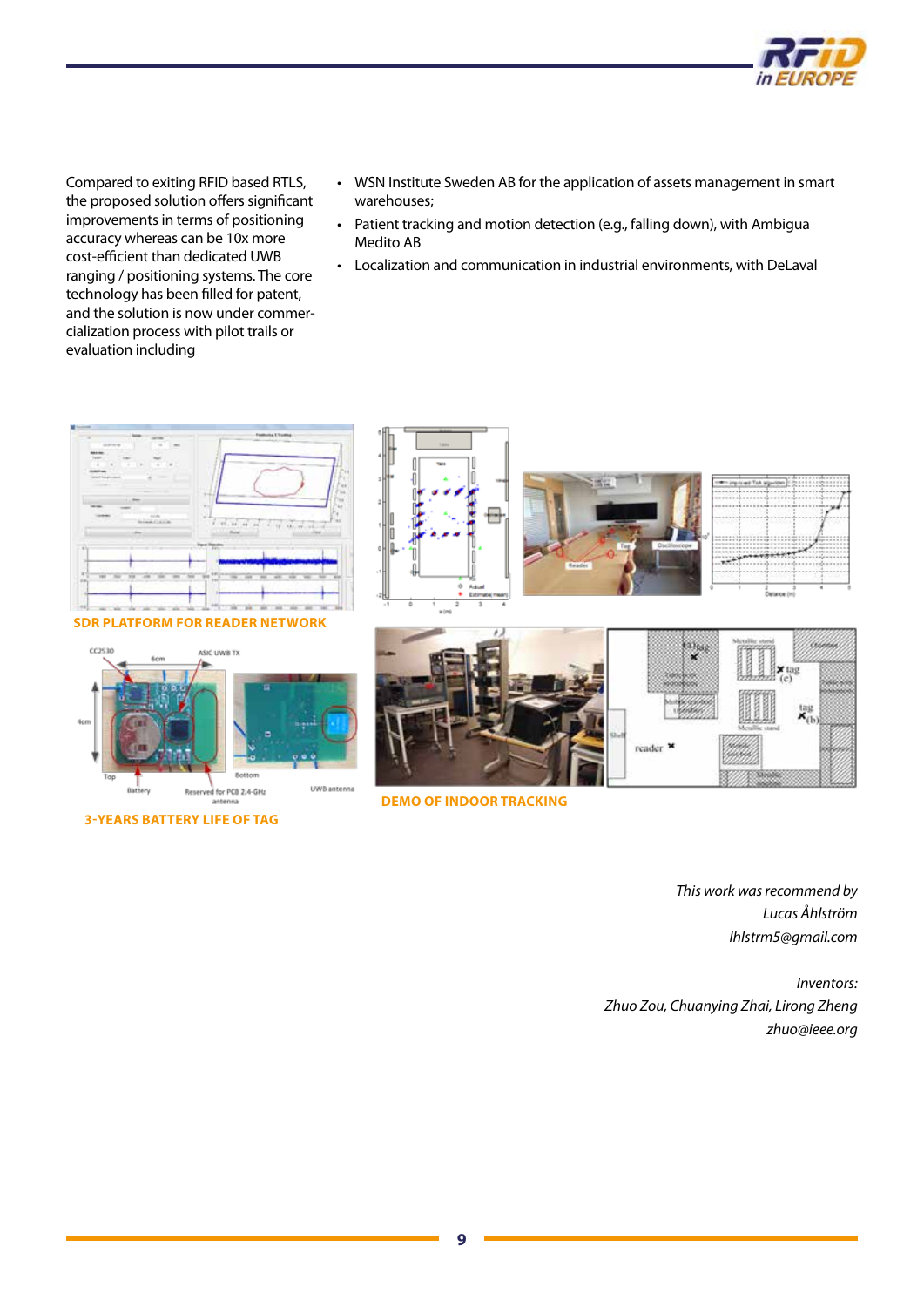Compared to exiting RFID based RTLS, the proposed solution offers significant improvements in terms of positioning accuracy whereas can be 10x more cost-efficient than dedicated UWB ranging / positioning systems. The core technology has been filled for patent, and the solution is now under commercialization process with pilot trails or evaluation including

- WSN Institute Sweden AB for the application of assets management in smart warehouses;
- Patient tracking and motion detection (e.g., falling down), with Ambigua Medito AB
- Localization and communication in industrial environments, with DeLaval

SDR PLATFORM FOR READER NETWORK

3-YEARS BATTERY LIFE OF TAG

DEMO OF INDOOR TRACKING

*This work was recommend by*
*Lucas Åhlström*
*lhlstrm5@gmail.com*

*Inventors:*
*Zhuo Zou, Chuanying Zhai, Lirong Zheng*
*zhuo@ieee.org*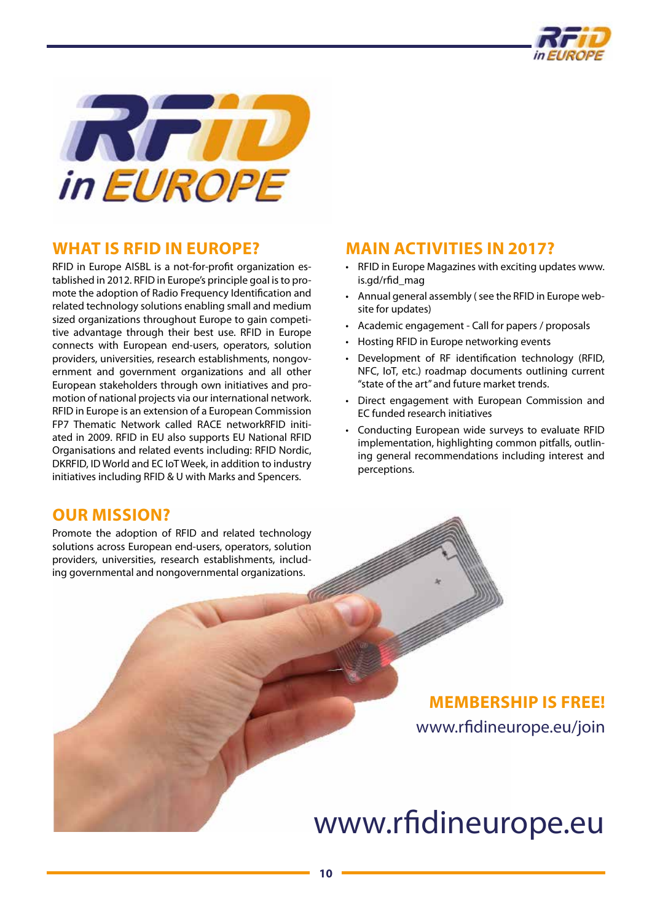## WHAT IS RFID IN EUROPE?

RFID in Europe AISBL is a not-for-profit organization established in 2012. RFID in Europe's principle goal is to promote the adoption of Radio Frequency Identification and related technology solutions enabling small and medium sized organizations throughout Europe to gain competitive advantage through their best use. RFID in Europe connects with European end-users, operators, solution providers, universities, research establishments, nongovernment and government organizations and all other European stakeholders through own initiatives and promotion of national projects via our international network. RFID in Europe is an extension of a European Commission FP7 Thematic Network called RACE networkRFID initiated in 2009. RFID in EU also supports EU National RFID Organisations and related events including: RFID Nordic, DKRFID, ID World and EC IoT Week, in addition to industry initiatives including RFID & U with Marks and Spencers.

## OUR MISSION?

Promote the adoption of RFID and related technology solutions across European end-users, operators, solution providers, universities, research establishments, including governmental and nongovernmental organizations.

## MAIN ACTIVITIES IN 2017?

- RFID in Europe Magazines with exciting updates www.is.gd/rfid_mag
- Annual general assembly ( see the RFID in Europe website for updates)
- Academic engagement - Call for papers / proposals
- Hosting RFID in Europe networking events
- Development of RF identification technology (RFID, NFC, IoT, etc.) roadmap documents outlining current "state of the art" and future market trends.
- Direct engagement with European Commission and EC funded research initiatives
- Conducting European wide surveys to evaluate RFID implementation, highlighting common pitfalls, outlining general recommendations including interest and perceptions.

**MEMBERSHIP IS FREE!**

www.rfidineurope.eu/join

www.rfidineurope.eu